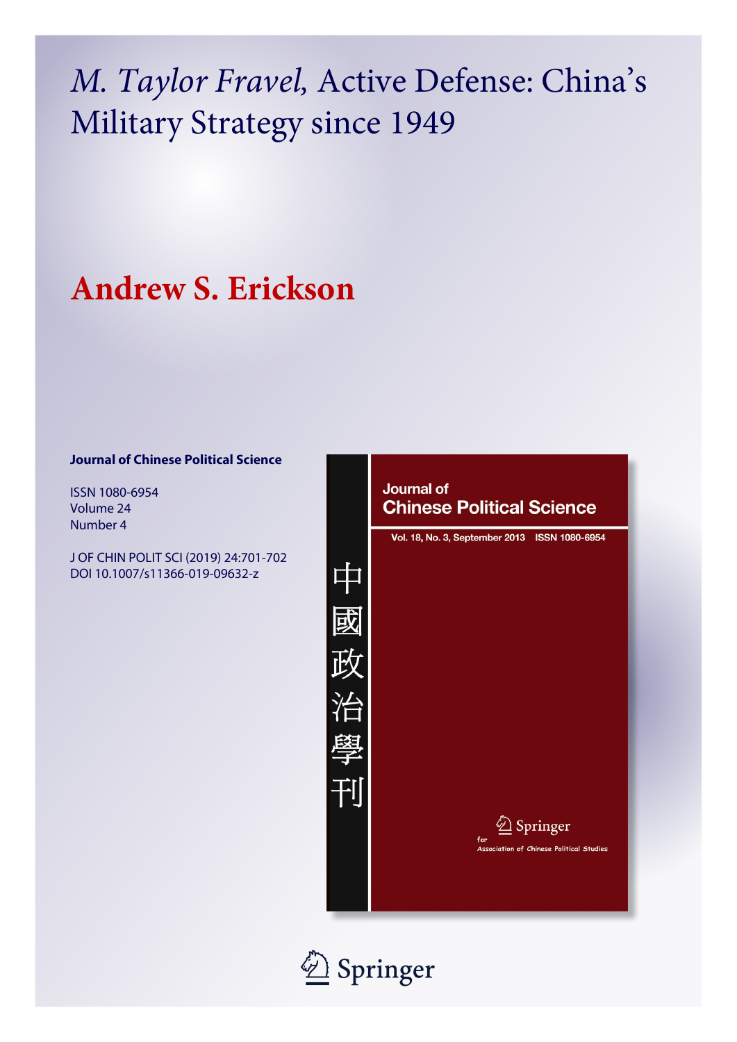# *M. Taylor Fravel,* Active Defense: China's Military Strategy since 1949

## Andrew S. Erickson

**Journal of Chinese Political Science**

ISSN 1080-6954
Volume 24
Number 4

J OF CHIN POLIT SCI (2019) 24:701-702
DOI 10.1007/s11366-019-09632-z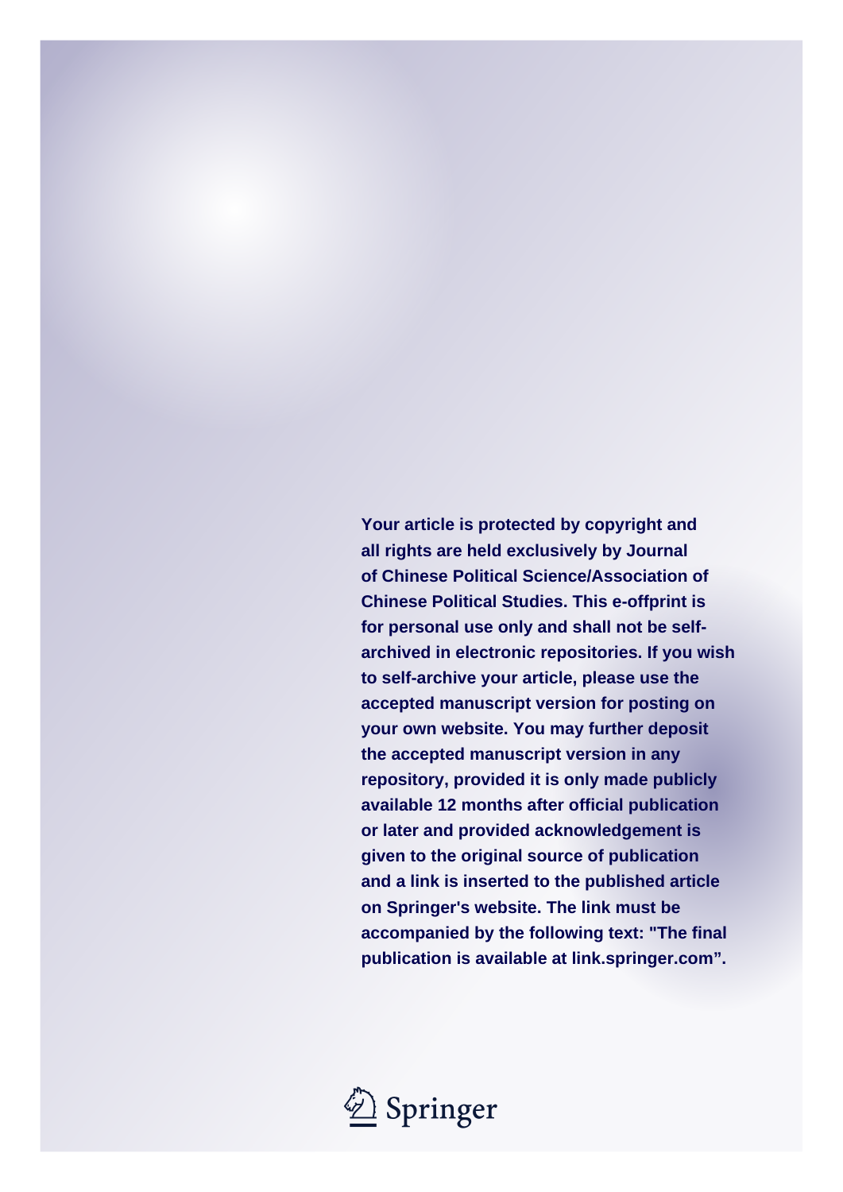**Your article is protected by copyright and all rights are held exclusively by Journal of Chinese Political Science/Association of Chinese Political Studies. This e-offprint is for personal use only and shall not be self-archived in electronic repositories. If you wish to self-archive your article, please use the accepted manuscript version for posting on your own website. You may further deposit the accepted manuscript version in any repository, provided it is only made publicly available 12 months after official publication or later and provided acknowledgement is given to the original source of publication and a link is inserted to the published article on Springer's website. The link must be accompanied by the following text: "The final publication is available at link.springer.com".**

Springer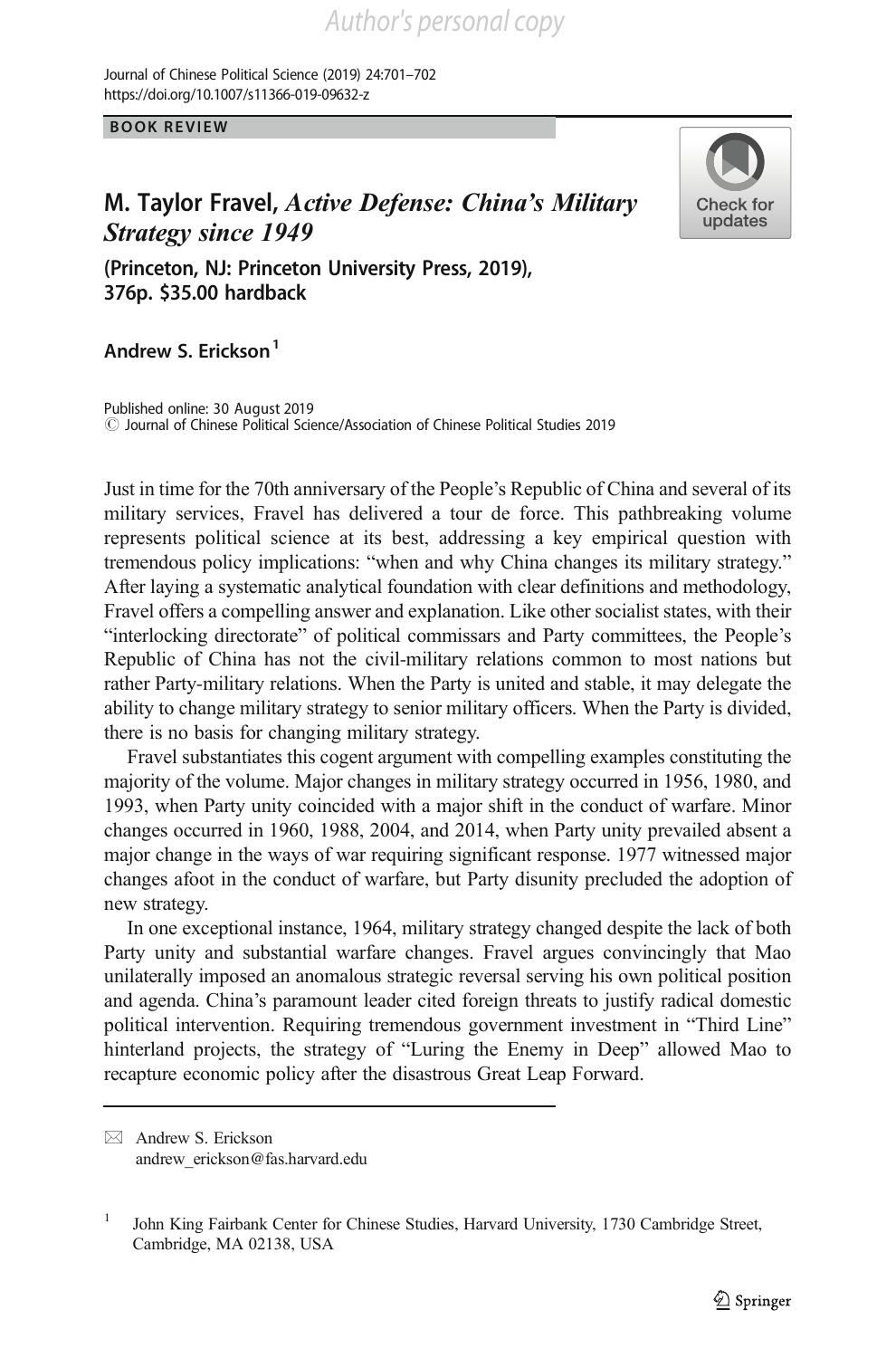BOOK REVIEW

# M. Taylor Fravel, *Active Defense: China's Military Strategy since 1949*

**(Princeton, NJ: Princeton University Press, 2019), 376p. $35.00 hardback**

**Andrew S. Erickson**[1]

Published online: 30 August 2019
© Journal of Chinese Political Science/Association of Chinese Political Studies 2019

Just in time for the 70th anniversary of the People's Republic of China and several of its military services, Fravel has delivered a tour de force. This pathbreaking volume represents political science at its best, addressing a key empirical question with tremendous policy implications: "when and why China changes its military strategy." After laying a systematic analytical foundation with clear definitions and methodology, Fravel offers a compelling answer and explanation. Like other socialist states, with their "interlocking directorate" of political commissars and Party committees, the People's Republic of China has not the civil-military relations common to most nations but rather Party-military relations. When the Party is united and stable, it may delegate the ability to change military strategy to senior military officers. When the Party is divided, there is no basis for changing military strategy.

Fravel substantiates this cogent argument with compelling examples constituting the majority of the volume. Major changes in military strategy occurred in 1956, 1980, and 1993, when Party unity coincided with a major shift in the conduct of warfare. Minor changes occurred in 1960, 1988, 2004, and 2014, when Party unity prevailed absent a major change in the ways of war requiring significant response. 1977 witnessed major changes afoot in the conduct of warfare, but Party disunity precluded the adoption of new strategy.

In one exceptional instance, 1964, military strategy changed despite the lack of both Party unity and substantial warfare changes. Fravel argues convincingly that Mao unilaterally imposed an anomalous strategic reversal serving his own political position and agenda. China's paramount leader cited foreign threats to justify radical domestic political intervention. Requiring tremendous government investment in "Third Line" hinterland projects, the strategy of "Luring the Enemy in Deep" allowed Mao to recapture economic policy after the disastrous Great Leap Forward.

---

✉ Andrew S. Erickson
andrew_erickson@fas.harvard.edu

[1] John King Fairbank Center for Chinese Studies, Harvard University, 1730 Cambridge Street, Cambridge, MA 02138, USA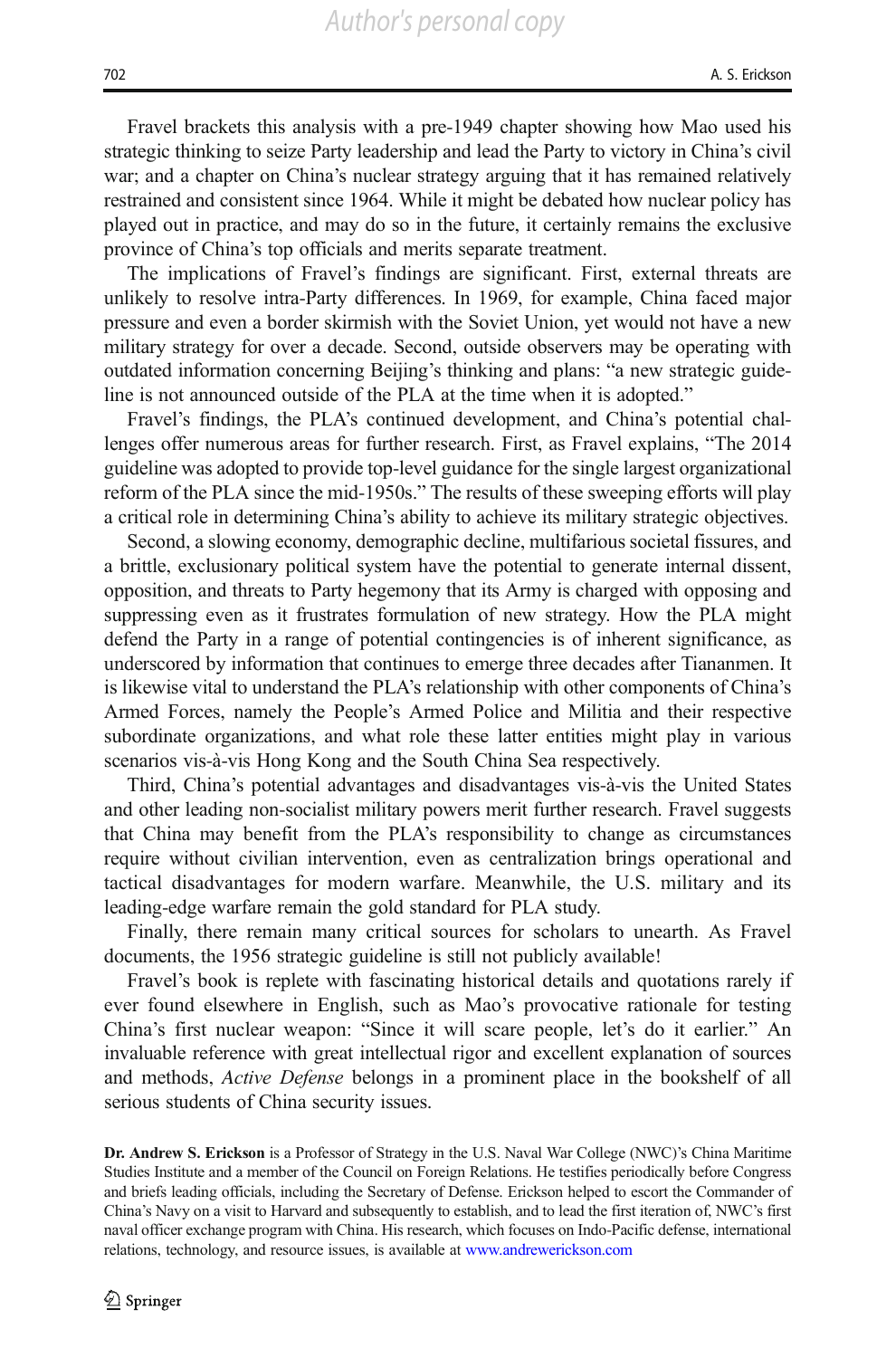Fravel brackets this analysis with a pre-1949 chapter showing how Mao used his strategic thinking to seize Party leadership and lead the Party to victory in China's civil war; and a chapter on China's nuclear strategy arguing that it has remained relatively restrained and consistent since 1964. While it might be debated how nuclear policy has played out in practice, and may do so in the future, it certainly remains the exclusive province of China's top officials and merits separate treatment.

The implications of Fravel's findings are significant. First, external threats are unlikely to resolve intra-Party differences. In 1969, for example, China faced major pressure and even a border skirmish with the Soviet Union, yet would not have a new military strategy for over a decade. Second, outside observers may be operating with outdated information concerning Beijing's thinking and plans: "a new strategic guideline is not announced outside of the PLA at the time when it is adopted."

Fravel's findings, the PLA's continued development, and China's potential challenges offer numerous areas for further research. First, as Fravel explains, "The 2014 guideline was adopted to provide top-level guidance for the single largest organizational reform of the PLA since the mid-1950s." The results of these sweeping efforts will play a critical role in determining China's ability to achieve its military strategic objectives.

Second, a slowing economy, demographic decline, multifarious societal fissures, and a brittle, exclusionary political system have the potential to generate internal dissent, opposition, and threats to Party hegemony that its Army is charged with opposing and suppressing even as it frustrates formulation of new strategy. How the PLA might defend the Party in a range of potential contingencies is of inherent significance, as underscored by information that continues to emerge three decades after Tiananmen. It is likewise vital to understand the PLA's relationship with other components of China's Armed Forces, namely the People's Armed Police and Militia and their respective subordinate organizations, and what role these latter entities might play in various scenarios vis-à-vis Hong Kong and the South China Sea respectively.

Third, China's potential advantages and disadvantages vis-à-vis the United States and other leading non-socialist military powers merit further research. Fravel suggests that China may benefit from the PLA's responsibility to change as circumstances require without civilian intervention, even as centralization brings operational and tactical disadvantages for modern warfare. Meanwhile, the U.S. military and its leading-edge warfare remain the gold standard for PLA study.

Finally, there remain many critical sources for scholars to unearth. As Fravel documents, the 1956 strategic guideline is still not publicly available!

Fravel's book is replete with fascinating historical details and quotations rarely if ever found elsewhere in English, such as Mao's provocative rationale for testing China's first nuclear weapon: "Since it will scare people, let's do it earlier." An invaluable reference with great intellectual rigor and excellent explanation of sources and methods, *Active Defense* belongs in a prominent place in the bookshelf of all serious students of China security issues.

**Dr. Andrew S. Erickson** is a Professor of Strategy in the U.S. Naval War College (NWC)'s China Maritime Studies Institute and a member of the Council on Foreign Relations. He testifies periodically before Congress and briefs leading officials, including the Secretary of Defense. Erickson helped to escort the Commander of China's Navy on a visit to Harvard and subsequently to establish, and to lead the first iteration of, NWC's first naval officer exchange program with China. His research, which focuses on Indo-Pacific defense, international relations, technology, and resource issues, is available at www.andrewerickson.com